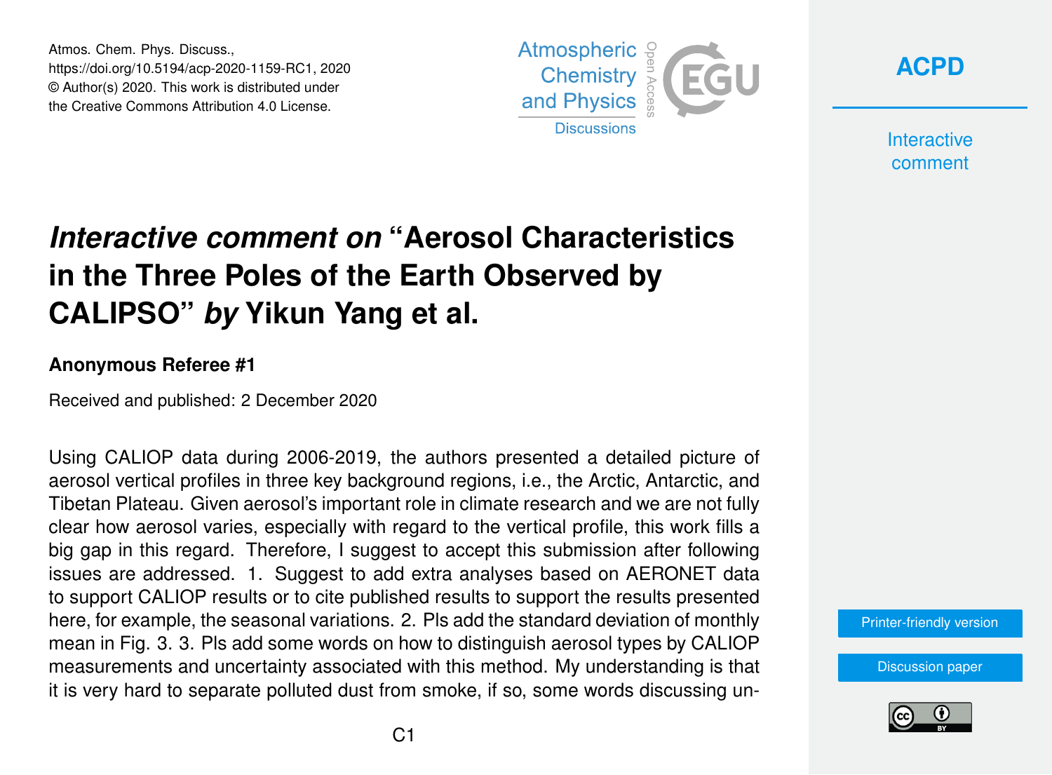# *Interactive comment on* "Aerosol Characteristics in the Three Poles of the Earth Observed by CALIPSO" *by* Yikun Yang et al.

**Anonymous Referee #1**

Received and published: 2 December 2020

Using CALIOP data during 2006-2019, the authors presented a detailed picture of aerosol vertical profiles in three key background regions, i.e., the Arctic, Antarctic, and Tibetan Plateau. Given aerosol's important role in climate research and we are not fully clear how aerosol varies, especially with regard to the vertical profile, this work fills a big gap in this regard. Therefore, I suggest to accept this submission after following issues are addressed. 1. Suggest to add extra analyses based on AERONET data to support CALIOP results or to cite published results to support the results presented here, for example, the seasonal variations. 2. Pls add the standard deviation of monthly mean in Fig. 3. 3. Pls add some words on how to distinguish aerosol types by CALIOP measurements and uncertainty associated with this method. My understanding is that it is very hard to separate polluted dust from smoke, if so, some words discussing un-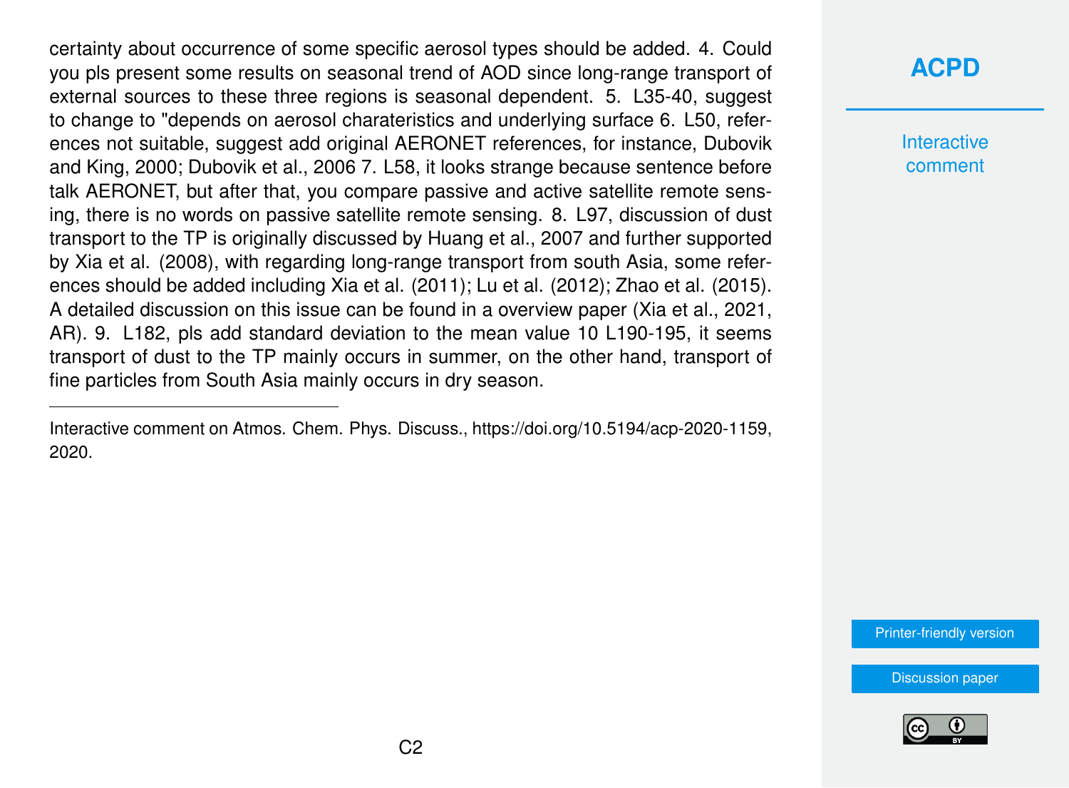certainty about occurrence of some specific aerosol types should be added. 4. Could you pls present some results on seasonal trend of AOD since long-range transport of external sources to these three regions is seasonal dependent. 5. L35-40, suggest to change to "depends on aerosol charateristics and underlying surface 6. L50, references not suitable, suggest add original AERONET references, for instance, Dubovik and King, 2000; Dubovik et al., 2006 7. L58, it looks strange because sentence before talk AERONET, but after that, you compare passive and active satellite remote sensing, there is no words on passive satellite remote sensing. 8. L97, discussion of dust transport to the TP is originally discussed by Huang et al., 2007 and further supported by Xia et al. (2008), with regarding long-range transport from south Asia, some references should be added including Xia et al. (2011); Lu et al. (2012); Zhao et al. (2015). A detailed discussion on this issue can be found in a overview paper (Xia et al., 2021, AR). 9. L182, pls add standard deviation to the mean value 10 L190-195, it seems transport of dust to the TP mainly occurs in summer, on the other hand, transport of fine particles from South Asia mainly occurs in dry season.

---

Interactive comment on Atmos. Chem. Phys. Discuss., https://doi.org/10.5194/acp-2020-1159, 2020.